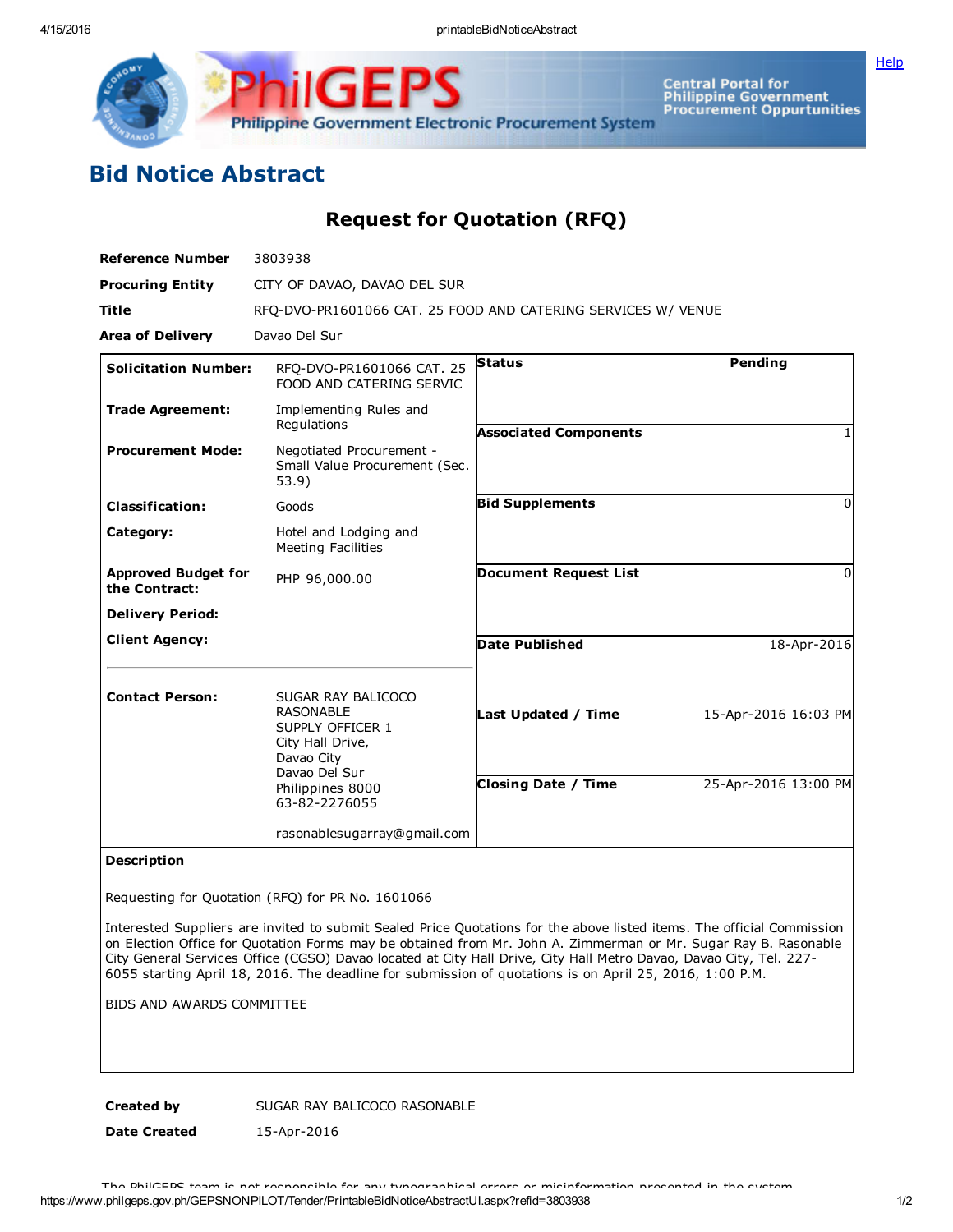# Bid Notice Abstract

## Request for Quotation (RFQ)

| | |
|---|---|
| **Reference Number** | 3803938 |
| **Procuring Entity** | CITY OF DAVAO, DAVAO DEL SUR |
| **Title** | RFQ-DVO-PR1601066 CAT. 25 FOOD AND CATERING SERVICES W/ VENUE |
| **Area of Delivery** | Davao Del Sur |

| | | | |
|---|---|---|---|
| **Solicitation Number:** | RFQ-DVO-PR1601066 CAT. 25 FOOD AND CATERING SERVIC | **Status** | Pending |
| **Trade Agreement:** | Implementing Rules and Regulations | **Associated Components** | 1 |
| **Procurement Mode:** | Negotiated Procurement - Small Value Procurement (Sec. 53.9) | **Bid Supplements** | 0 |
| **Classification:** | Goods | | |
| **Category:** | Hotel and Lodging and Meeting Facilities | **Document Request List** | 0 |
| **Approved Budget for the Contract:** | PHP 96,000.00 | | |
| **Delivery Period:** | | **Date Published** | 18-Apr-2016 |
| **Client Agency:** | | | |
| **Contact Person:** | SUGAR RAY BALICOCO RASONABLE<br>SUPPLY OFFICER 1<br>City Hall Drive,<br>Davao City<br>Davao Del Sur<br>Philippines 8000<br>63-82-2276055<br><br>rasonablesugarray@gmail.com | **Last Updated / Time** | 15-Apr-2016 16:03 PM |
| | | **Closing Date / Time** | 25-Apr-2016 13:00 PM |

**Description**

Requesting for Quotation (RFQ) for PR No. 1601066

Interested Suppliers are invited to submit Sealed Price Quotations for the above listed items. The official Commission on Election Office for Quotation Forms may be obtained from Mr. John A. Zimmerman or Mr. Sugar Ray B. Rasonable City General Services Office (CGSO) Davao located at City Hall Drive, City Hall Metro Davao, Davao City, Tel. 227-6055 starting April 18, 2016. The deadline for submission of quotations is on April 25, 2016, 1:00 P.M.

BIDS AND AWARDS COMMITTEE

| | |
|---|---|
| **Created by** | SUGAR RAY BALICOCO RASONABLE |
| **Date Created** | 15-Apr-2016 |

The PhilGEPS team is not responsible for any typographical errors or misinformation presented in the system.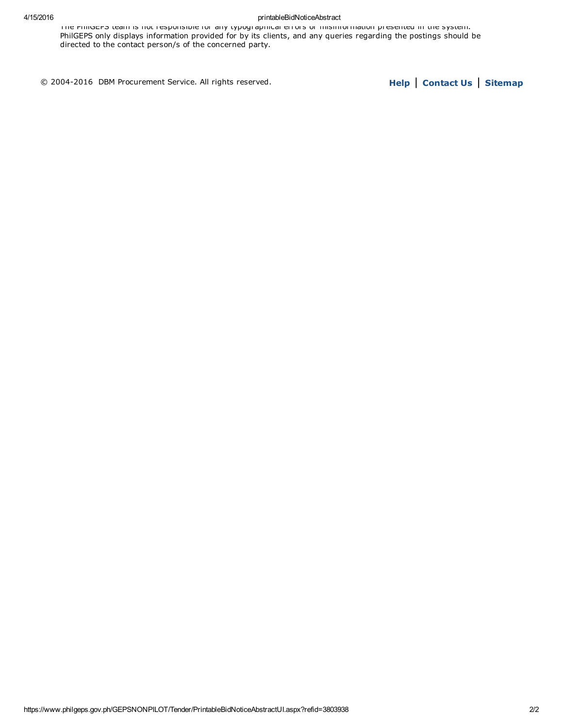The PhilGEPS team is not responsible for any typographical errors or misinformation presented in the system. PhilGEPS only displays information provided for by its clients, and any queries regarding the postings should be directed to the contact person/s of the concerned party.

© 2004-2016 DBM Procurement Service. All rights reserved.

**Help** | **Contact Us** | **Sitemap**